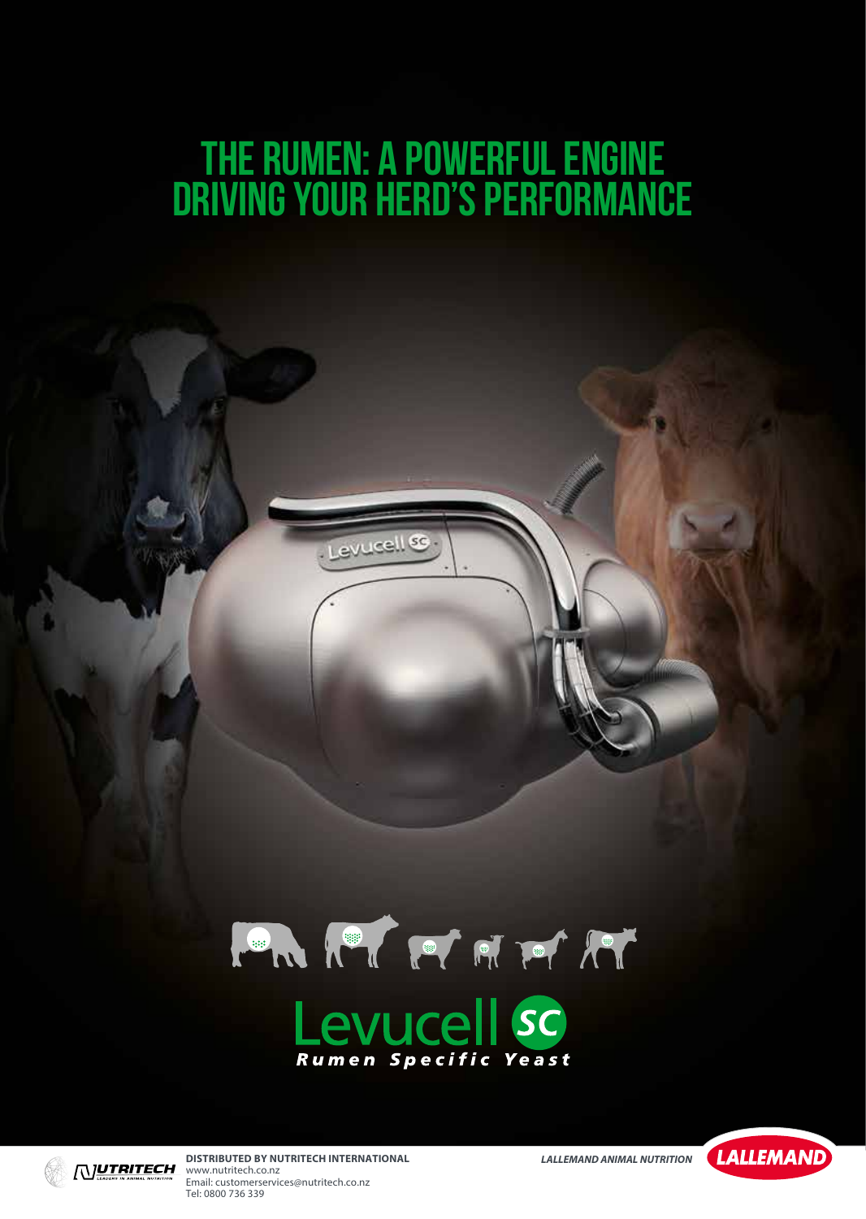# THE RUMEN: A POWERFUL ENGINE DRIVING YOUR HERD'S PERFORMANCE

Levucell SC

*Rumen Specific Yeast*

**DISTRIBUTED BY NUTRITECH INTERNATIONAL**
www.nutritech.co.nz
Email: customerservices@nutritech.co.nz
Tel: 0800 736 339

*LALLEMAND ANIMAL NUTRITION*

LALLEMAND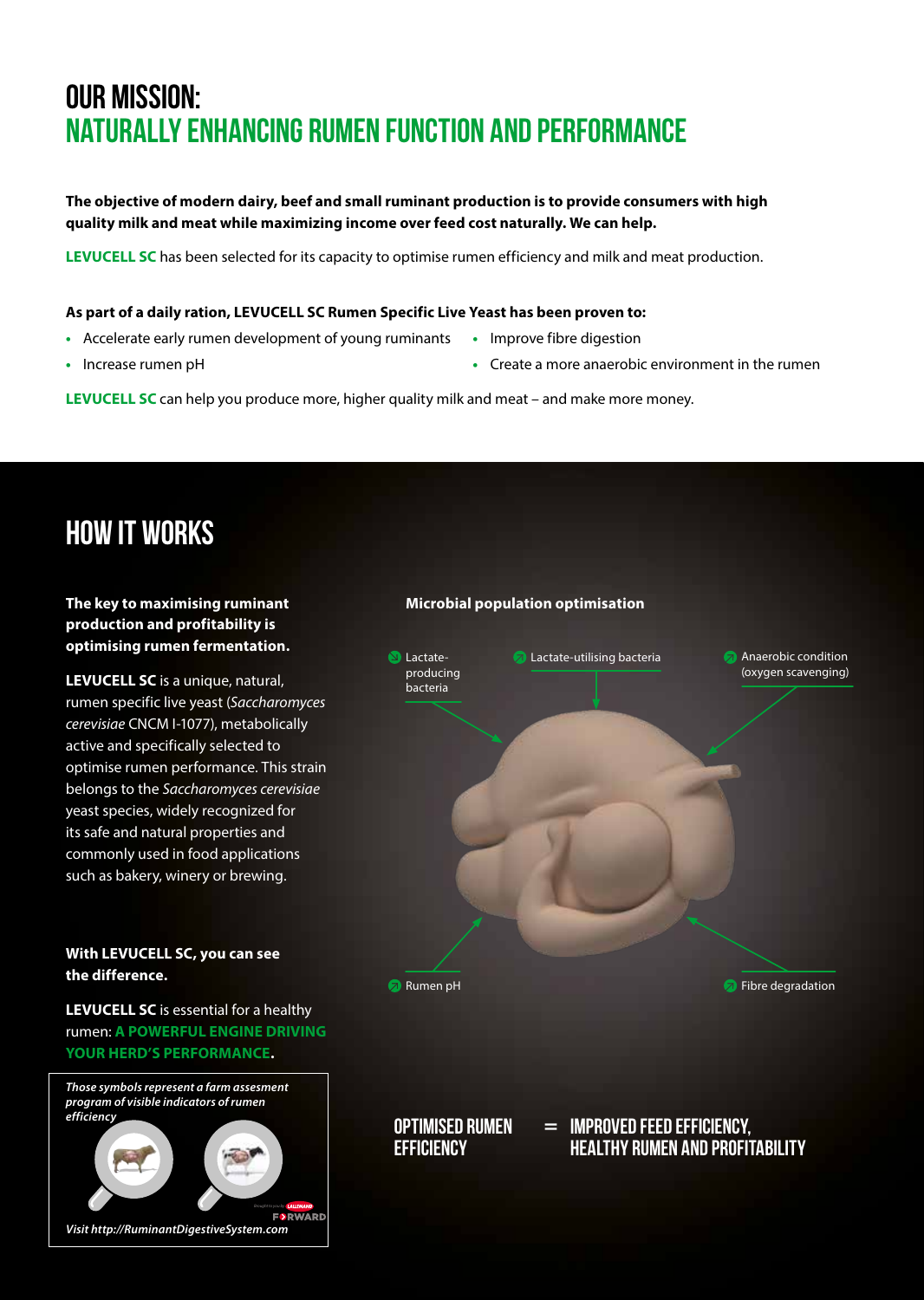# OUR MISSION:
## NATURALLY ENHANCING RUMEN FUNCTION AND PERFORMANCE

**The objective of modern dairy, beef and small ruminant production is to provide consumers with high quality milk and meat while maximizing income over feed cost naturally. We can help.**

**LEVUCELL SC** has been selected for its capacity to optimise rumen efficiency and milk and meat production.

**As part of a daily ration, LEVUCELL SC Rumen Specific Live Yeast has been proven to:**

- Accelerate early rumen development of young ruminants
- Increase rumen pH
- Improve fibre digestion
- Create a more anaerobic environment in the rumen

**LEVUCELL SC** can help you produce more, higher quality milk and meat – and make more money.

# HOW IT WORKS

**The key to maximising ruminant production and profitability is optimising rumen fermentation.**

**LEVUCELL SC** is a unique, natural, rumen specific live yeast (*Saccharomyces cerevisiae* CNCM I-1077), metabolically active and specifically selected to optimise rumen performance. This strain belongs to the *Saccharomyces cerevisiae* yeast species, widely recognized for its safe and natural properties and commonly used in food applications such as bakery, winery or brewing.

**With LEVUCELL SC, you can see the difference.**

**LEVUCELL SC** is essential for a healthy rumen: **A POWERFUL ENGINE DRIVING YOUR HERD'S PERFORMANCE.**

*Those symbols represent a farm assesment program of visible indicators of rumen efficiency*

FORWARD

*Visit http://RuminantDigestiveSystem.com*

**Microbial population optimisation**

Lactate-producing bacteria

Lactate-utilising bacteria

Anaerobic condition (oxygen scavenging)

Rumen pH

Fibre degradation

OPTIMISED RUMEN EFFICIENCY = IMPROVED FEED EFFICIENCY, HEALTHY RUMEN AND PROFITABILITY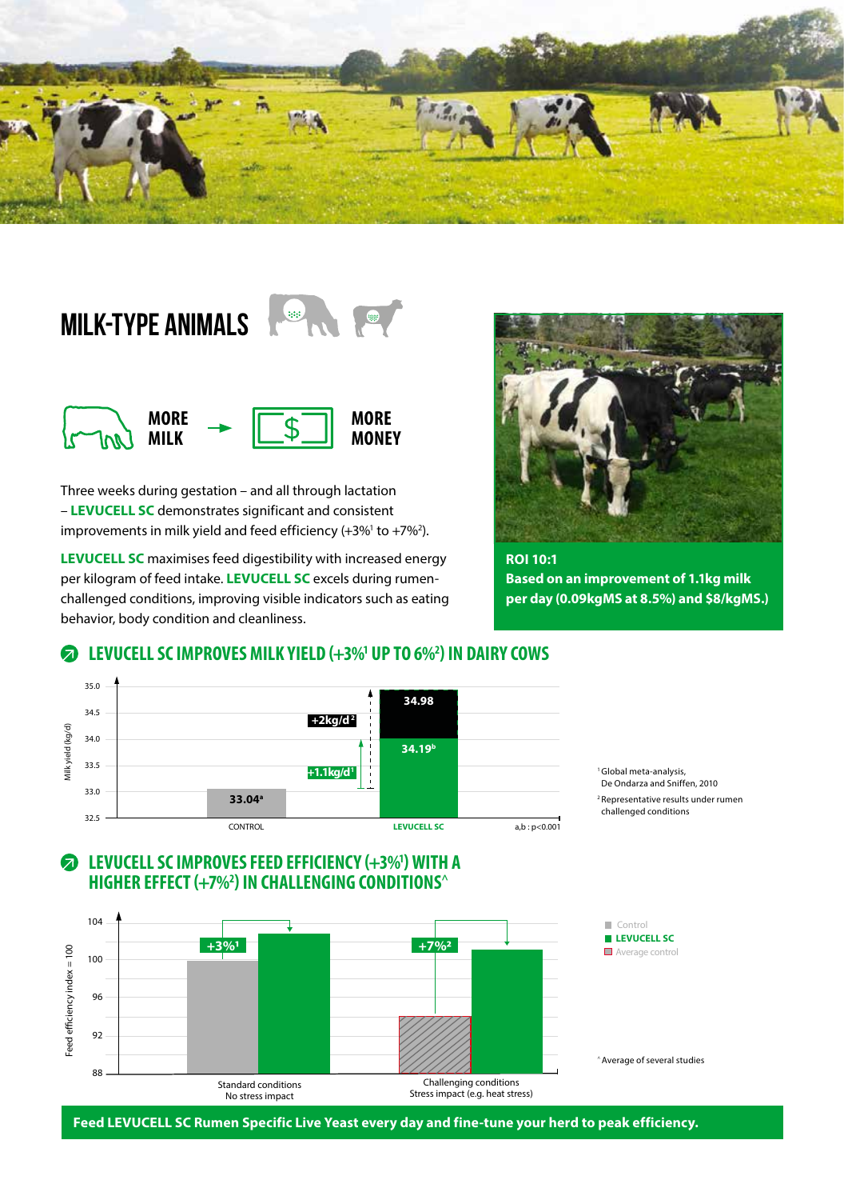# MILK-TYPE ANIMALS

MORE MILK → MORE MONEY

Three weeks during gestation – and all through lactation – **LEVUCELL SC** demonstrates significant and consistent improvements in milk yield and feed efficiency (+3%[1] to +7%[2]).

**LEVUCELL SC** maximises feed digestibility with increased energy per kilogram of feed intake. **LEVUCELL SC** excels during rumen-challenged conditions, improving visible indicators such as eating behavior, body condition and cleanliness.

**ROI 10:1**
**Based on an improvement of 1.1kg milk per day (0.09kgMS at 8.5%) and $8/kgMS.)**

## LEVUCELL SC IMPROVES MILK YIELD (+3%[1] UP TO 6%[2]) IN DAIRY COWS

Milk yield (kg/d)

35.0
34.5
34.0
33.5
33.0
32.5

33.04[a]
+1.1kg/d[1]
+2kg/d[2]
34.19[b]
34.98

CONTROL
LEVUCELL SC
a,b : p<0.001

[1] Global meta-analysis, De Ondarza and Sniffen, 2010

[2] Representative results under rumen challenged conditions

## LEVUCELL SC IMPROVES FEED EFFICIENCY (+3%[1]) WITH A HIGHER EFFECT (+7%[2]) IN CHALLENGING CONDITIONS^

Feed efficiency index = 100

104
100
96
92
88

+3%[1]
+7%[2]

Standard conditions
No stress impact

Challenging conditions
Stress impact (e.g. heat stress)

Control
LEVUCELL SC
Average control

^ Average of several studies

**Feed LEVUCELL SC Rumen Specific Live Yeast every day and fine-tune your herd to peak efficiency.**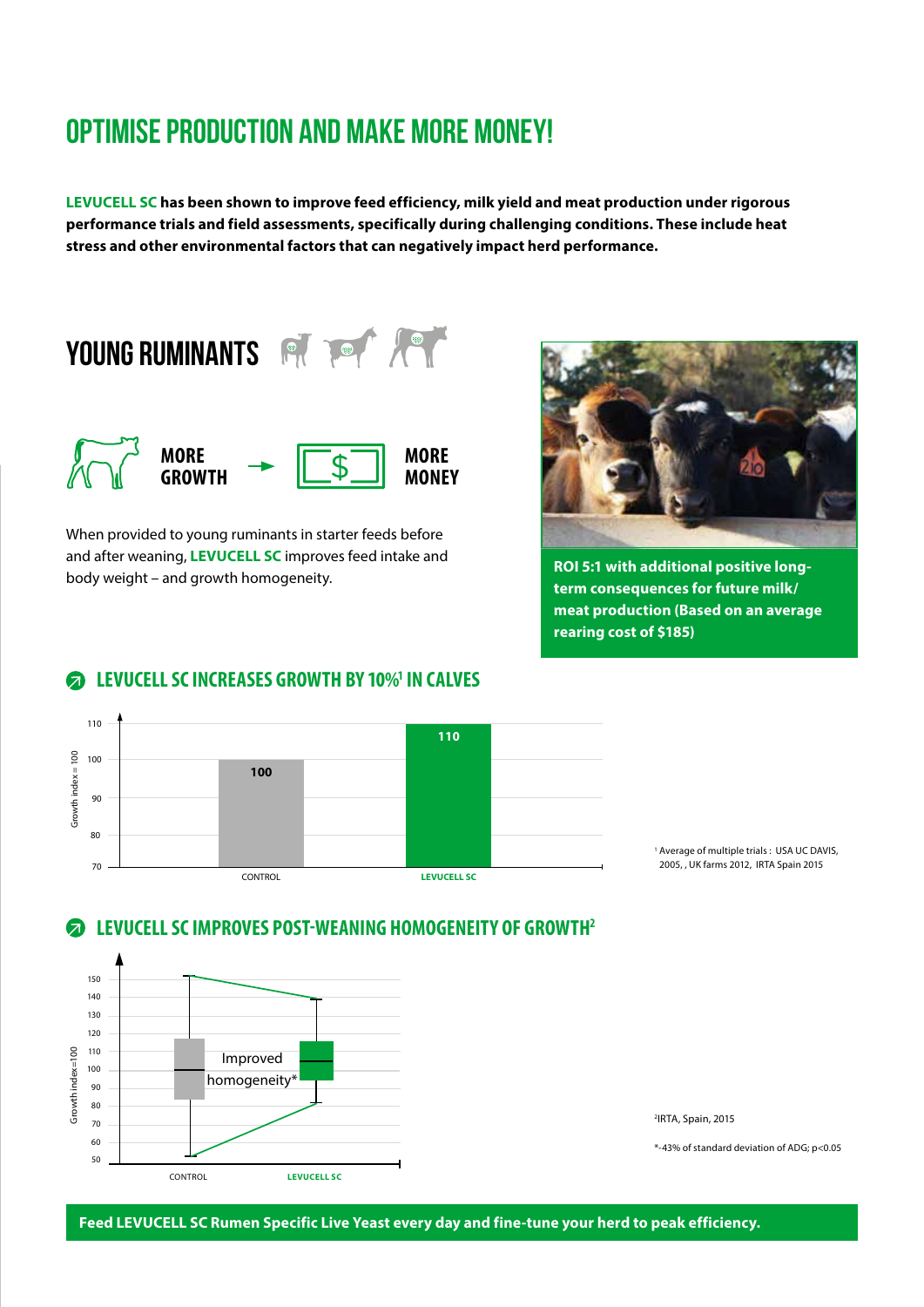# OPTIMISE PRODUCTION AND MAKE MORE MONEY!

**LEVUCELL SC has been shown to improve feed efficiency, milk yield and meat production under rigorous performance trials and field assessments, specifically during challenging conditions. These include heat stress and other environmental factors that can negatively impact herd performance.**

## YOUNG RUMINANTS

MORE GROWTH → MORE MONEY

When provided to young ruminants in starter feeds before and after weaning, **LEVUCELL SC** improves feed intake and body weight – and growth homogeneity.

**ROI 5:1 with additional positive long-term consequences for future milk/ meat production (Based on an average rearing cost of $185)**

### LEVUCELL SC INCREASES GROWTH BY 10%[1] IN CALVES

Growth index = 100

110
100
90
80
70

100
110

CONTROL
LEVUCELL SC

[1] Average of multiple trials : USA UC DAVIS, 2005, , UK farms 2012, IRTA Spain 2015

### LEVUCELL SC IMPROVES POST-WEANING HOMOGENEITY OF GROWTH[2]

Growth index=100

150
140
130
120
110
100
90
80
70
60
50

Improved homogeneity*

CONTROL
LEVUCELL SC

[2] IRTA, Spain, 2015

*-43% of standard deviation of ADG; $p<0.05$

**Feed LEVUCELL SC Rumen Specific Live Yeast every day and fine-tune your herd to peak efficiency.**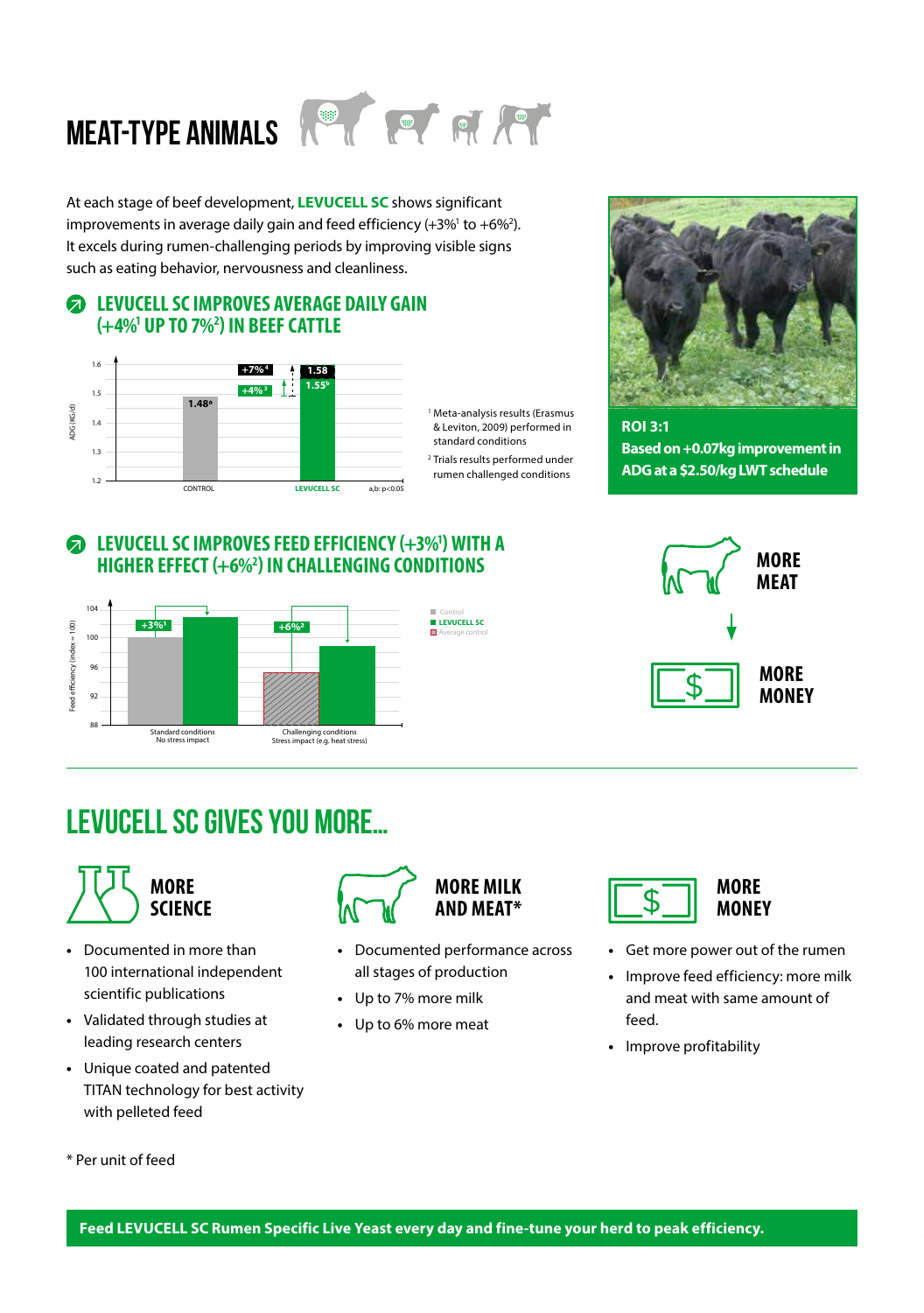# MEAT-TYPE ANIMALS

At each stage of beef development, **LEVUCELL SC** shows significant improvements in average daily gain and feed efficiency (+3%[1] to +6%[2]). It excels during rumen-challenging periods by improving visible signs such as eating behavior, nervousness and cleanliness.

## LEVUCELL SC IMPROVES AVERAGE DAILY GAIN (+4%[1] UP TO 7%[2]) IN BEEF CATTLE

ADG (KG/d)

1.6
1.5
1.4
1.3
1.2

1.48[a]
+7%[2]
+4%[1]
1.58
1.55[b]

CONTROL
LEVUCELL SC
a,b: $p<0.05$

[1] Meta-analysis results (Erasmus & Leviton, 2009) performed in standard conditions

[2] Trials results performed under rumen challenged conditions

**ROI 3:1**
**Based on +0.07kg improvement in ADG at a $2.50/kg LWT schedule**

## LEVUCELL SC IMPROVES FEED EFFICIENCY (+3%[1]) WITH A HIGHER EFFECT (+6%[2]) IN CHALLENGING CONDITIONS

Feed efficiency (index = 100)

104
100
96
92
88

+3%[1]
+6%[2]

Standard conditions
No stress impact

Challenging conditions
Stress impact (e.g. heat stress)

Control
LEVUCELL SC
Average control

**MORE MEAT**

**MORE MONEY**

## LEVUCELL SC GIVES YOU MORE...

### MORE SCIENCE

- Documented in more than 100 international independent scientific publications
- Validated through studies at leading research centers
- Unique coated and patented TITAN technology for best activity with pelleted feed

### MORE MILK AND MEAT*

- Documented performance across all stages of production
- Up to 7% more milk
- Up to 6% more meat

### MORE MONEY

- Get more power out of the rumen
- Improve feed efficiency: more milk and meat with same amount of feed.
- Improve profitability

\* Per unit of feed

**Feed LEVUCELL SC Rumen Specific Live Yeast every day and fine-tune your herd to peak efficiency.**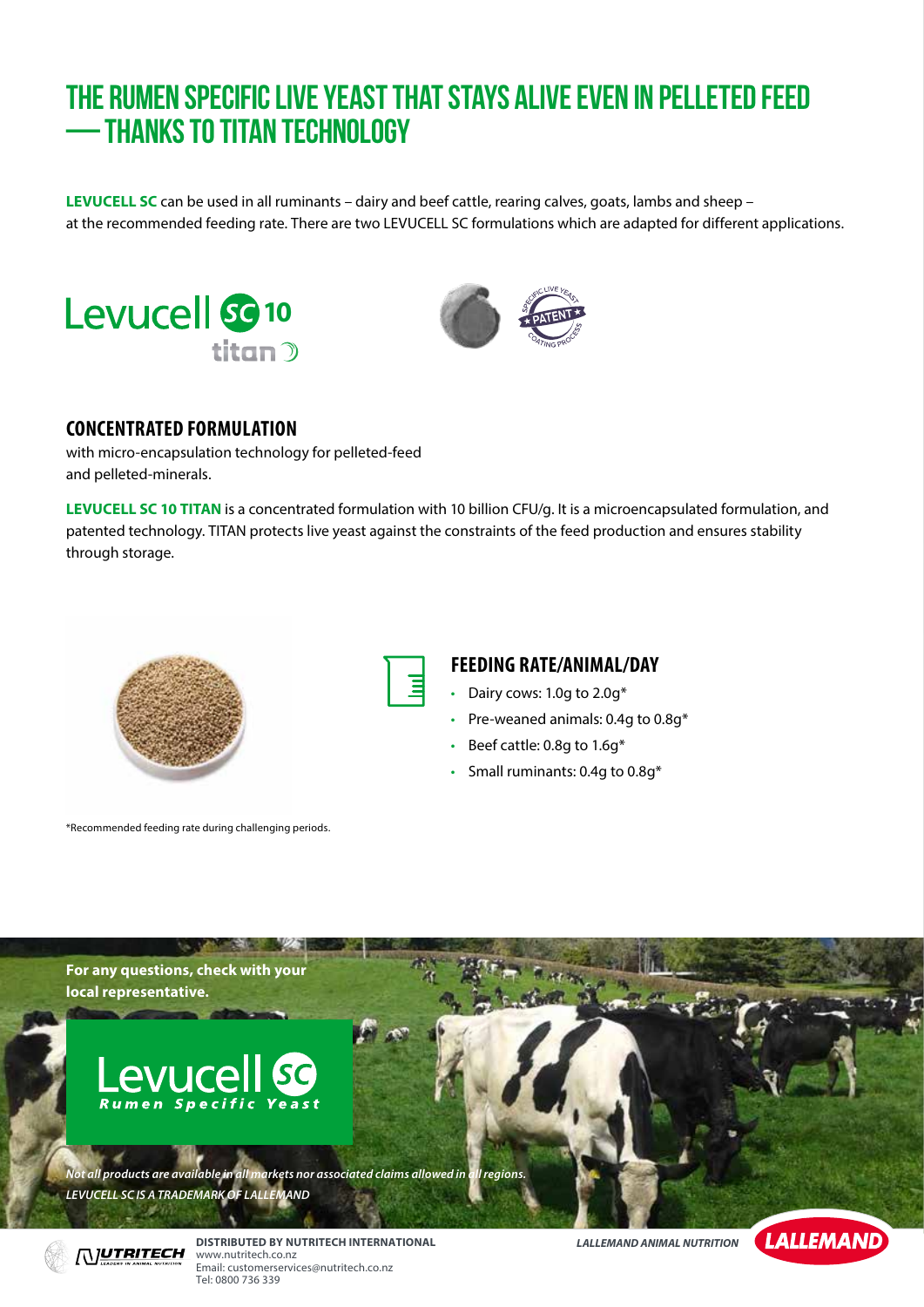# THE RUMEN SPECIFIC LIVE YEAST THAT STAYS ALIVE EVEN IN PELLETED FEED — THANKS TO TITAN TECHNOLOGY

**LEVUCELL SC** can be used in all ruminants – dairy and beef cattle, rearing calves, goats, lambs and sheep – at the recommended feeding rate. There are two LEVUCELL SC formulations which are adapted for different applications.

Levucell SC 10 titan

SPECIFIC LIVE YEAST ★ PATENT ★ COATING PROCESS

## CONCENTRATED FORMULATION

with micro-encapsulation technology for pelleted-feed and pelleted-minerals.

**LEVUCELL SC 10 TITAN** is a concentrated formulation with 10 billion CFU/g. It is a microencapsulated formulation, and patented technology. TITAN protects live yeast against the constraints of the feed production and ensures stability through storage.

## FEEDING RATE/ANIMAL/DAY

- Dairy cows: 1.0g to 2.0g*
- Pre-weaned animals: 0.4g to 0.8g*
- Beef cattle: 0.8g to 1.6g*
- Small ruminants: 0.4g to 0.8g*

*Recommended feeding rate during challenging periods.

**For any questions, check with your local representative.**

Levucell SC
Rumen Specific Yeast

*Not all products are available in all markets nor associated claims allowed in all regions.*
*LEVUCELL SC IS A TRADEMARK OF LALLEMAND*

**DISTRIBUTED BY NUTRITECH INTERNATIONAL**
www.nutritech.co.nz
Email: customerservices@nutritech.co.nz
Tel: 0800 736 339

*LALLEMAND ANIMAL NUTRITION*